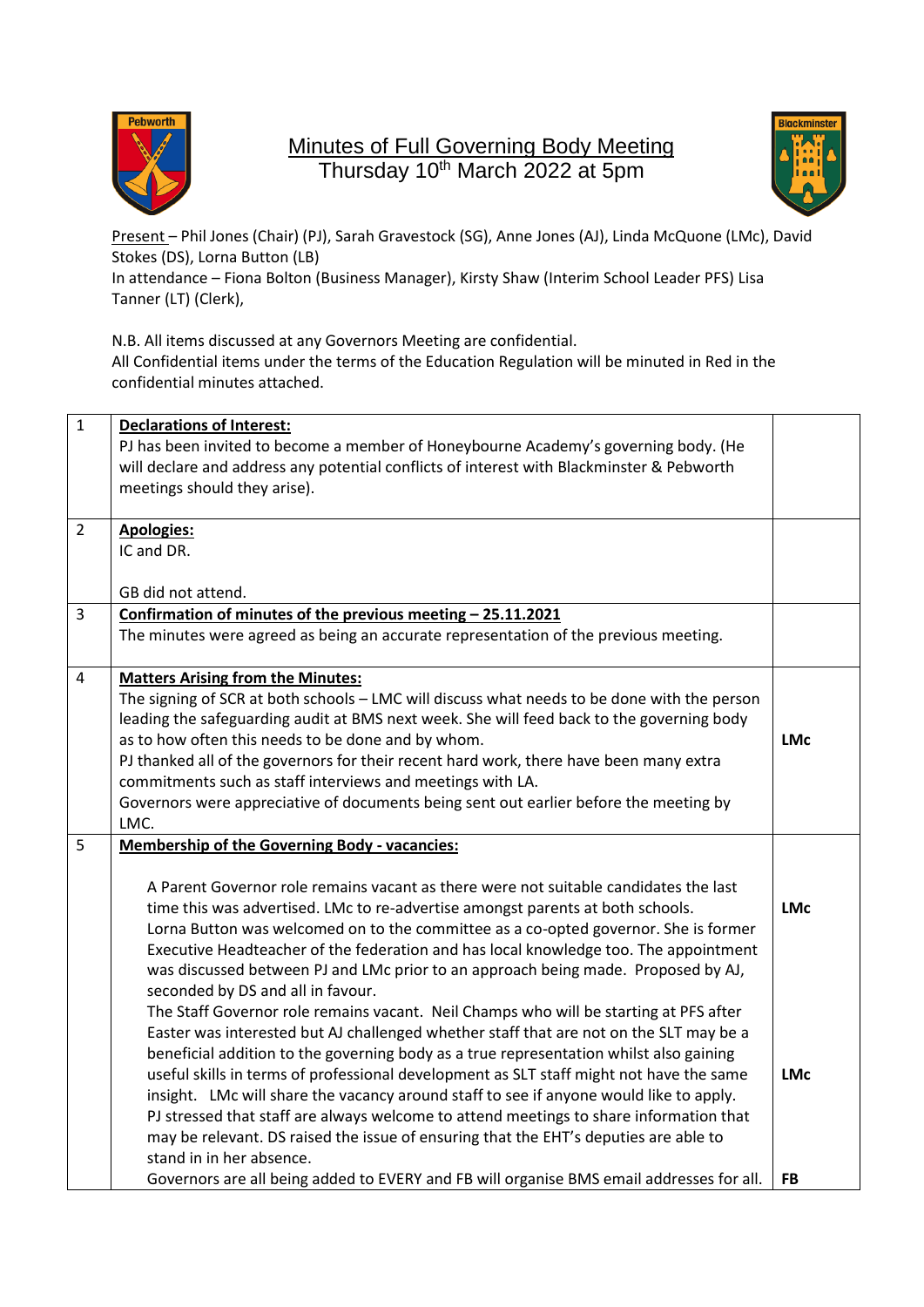# Minutes of Full Governing Body Meeting
## Thursday 10th March 2022 at 5pm

Present – Phil Jones (Chair) (PJ), Sarah Gravestock (SG), Anne Jones (AJ), Linda McQuone (LMc), David Stokes (DS), Lorna Button (LB)
In attendance – Fiona Bolton (Business Manager), Kirsty Shaw (Interim School Leader PFS) Lisa Tanner (LT) (Clerk),

N.B. All items discussed at any Governors Meeting are confidential.
All Confidential items under the terms of the Education Regulation will be minuted in Red in the confidential minutes attached.

| | | |
|---|---|---|
| 1 | **Declarations of Interest:**<br>PJ has been invited to become a member of Honeybourne Academy's governing body. (He will declare and address any potential conflicts of interest with Blackminster & Pebworth meetings should they arise). | |
| 2 | **Apologies:**<br>IC and DR.<br><br>GB did not attend. | |
| 3 | **Confirmation of minutes of the previous meeting – 25.11.2021**<br>The minutes were agreed as being an accurate representation of the previous meeting. | |
| 4 | **Matters Arising from the Minutes:**<br>The signing of SCR at both schools – LMC will discuss what needs to be done with the person leading the safeguarding audit at BMS next week. She will feed back to the governing body as to how often this needs to be done and by whom.<br>PJ thanked all of the governors for their recent hard work, there have been many extra commitments such as staff interviews and meetings with LA.<br>Governors were appreciative of documents being sent out earlier before the meeting by LMC. | **LMc** |
| 5 | **Membership of the Governing Body - vacancies:**<br><br>A Parent Governor role remains vacant as there were not suitable candidates the last time this was advertised. LMc to re-advertise amongst parents at both schools.<br>Lorna Button was welcomed on to the committee as a co-opted governor. She is former Executive Headteacher of the federation and has local knowledge too. The appointment was discussed between PJ and LMc prior to an approach being made. Proposed by AJ, seconded by DS and all in favour.<br>The Staff Governor role remains vacant. Neil Champs who will be starting at PFS after Easter was interested but AJ challenged whether staff that are not on the SLT may be a beneficial addition to the governing body as a true representation whilst also gaining useful skills in terms of professional development as SLT staff might not have the same insight. LMc will share the vacancy around staff to see if anyone would like to apply.<br>PJ stressed that staff are always welcome to attend meetings to share information that may be relevant. DS raised the issue of ensuring that the EHT's deputies are able to stand in in her absence.<br>Governors are all being added to EVERY and FB will organise BMS email addresses for all. | **LMc**<br><br><br><br><br><br><br><br><br>**LMc**<br><br><br><br>**FB** |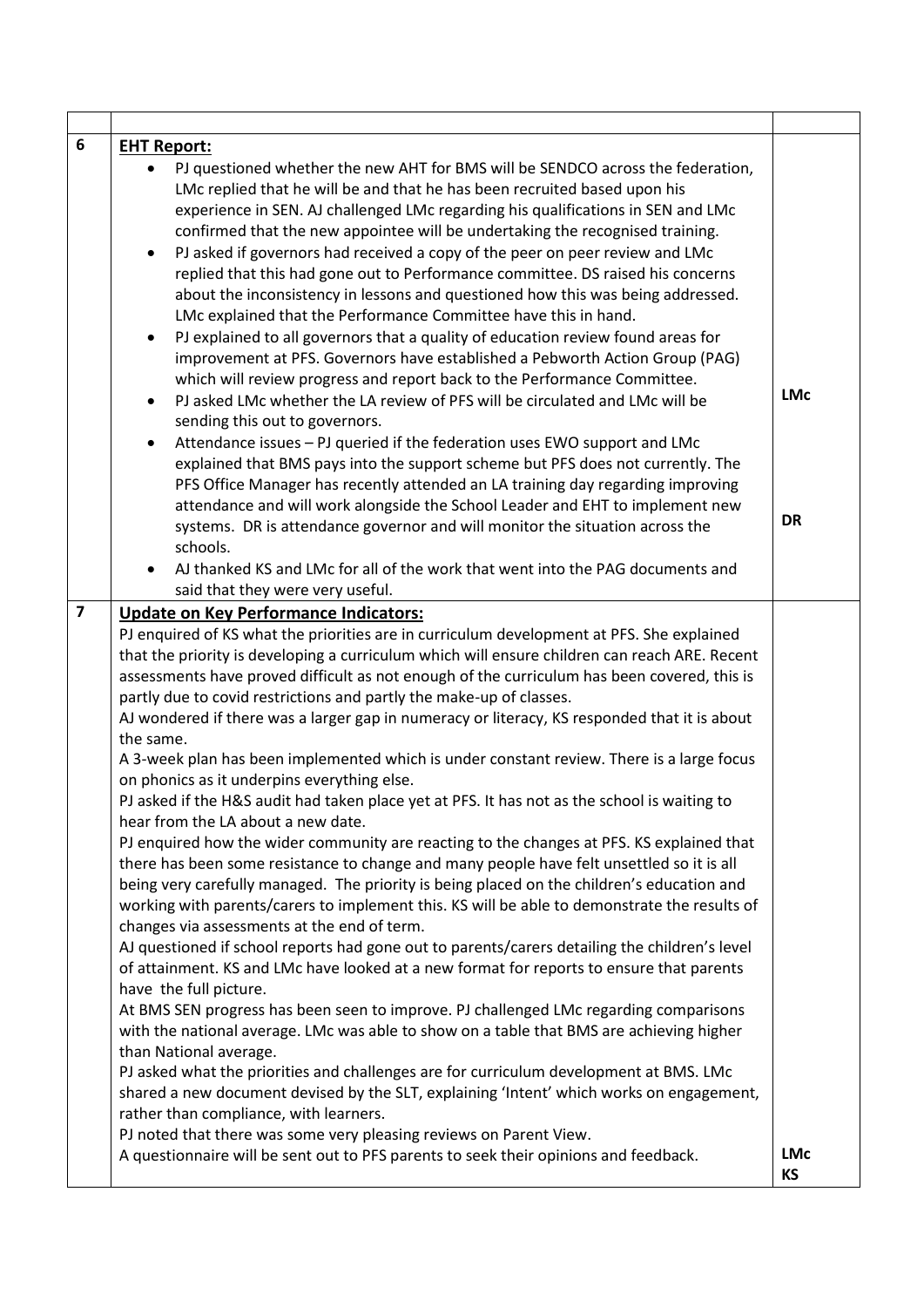| | | |
|---|---|---|
| **6** | **EHT Report:**<br>• PJ questioned whether the new AHT for BMS will be SENDCO across the federation, LMc replied that he will be and that he has been recruited based upon his experience in SEN. AJ challenged LMc regarding his qualifications in SEN and LMc confirmed that the new appointee will be undertaking the recognised training.<br>• PJ asked if governors had received a copy of the peer on peer review and LMc replied that this had gone out to Performance committee. DS raised his concerns about the inconsistency in lessons and questioned how this was being addressed. LMc explained that the Performance Committee have this in hand.<br>• PJ explained to all governors that a quality of education review found areas for improvement at PFS. Governors have established a Pebworth Action Group (PAG) which will review progress and report back to the Performance Committee.<br>• PJ asked LMc whether the LA review of PFS will be circulated and LMc will be sending this out to governors.<br>• Attendance issues – PJ queried if the federation uses EWO support and LMc explained that BMS pays into the support scheme but PFS does not currently. The PFS Office Manager has recently attended an LA training day regarding improving attendance and will work alongside the School Leader and EHT to implement new systems. DR is attendance governor and will monitor the situation across the schools.<br>• AJ thanked KS and LMc for all of the work that went into the PAG documents and said that they were very useful. | LMc<br><br>DR |
| **7** | **Update on Key Performance Indicators:**<br>PJ enquired of KS what the priorities are in curriculum development at PFS. She explained that the priority is developing a curriculum which will ensure children can reach ARE. Recent assessments have proved difficult as not enough of the curriculum has been covered, this is partly due to covid restrictions and partly the make-up of classes.<br>AJ wondered if there was a larger gap in numeracy or literacy, KS responded that it is about the same.<br>A 3-week plan has been implemented which is under constant review. There is a large focus on phonics as it underpins everything else.<br>PJ asked if the H&S audit had taken place yet at PFS. It has not as the school is waiting to hear from the LA about a new date.<br>PJ enquired how the wider community are reacting to the changes at PFS. KS explained that there has been some resistance to change and many people have felt unsettled so it is all being very carefully managed. The priority is being placed on the children's education and working with parents/carers to implement this. KS will be able to demonstrate the results of changes via assessments at the end of term.<br>AJ questioned if school reports had gone out to parents/carers detailing the children's level of attainment. KS and LMc have looked at a new format for reports to ensure that parents have the full picture.<br>At BMS SEN progress has been seen to improve. PJ challenged LMc regarding comparisons with the national average. LMc was able to show on a table that BMS are achieving higher than National average.<br>PJ asked what the priorities and challenges are for curriculum development at BMS. LMc shared a new document devised by the SLT, explaining 'Intent' which works on engagement, rather than compliance, with learners.<br>PJ noted that there was some very pleasing reviews on Parent View.<br>A questionnaire will be sent out to PFS parents to seek their opinions and feedback. | LMc<br>KS |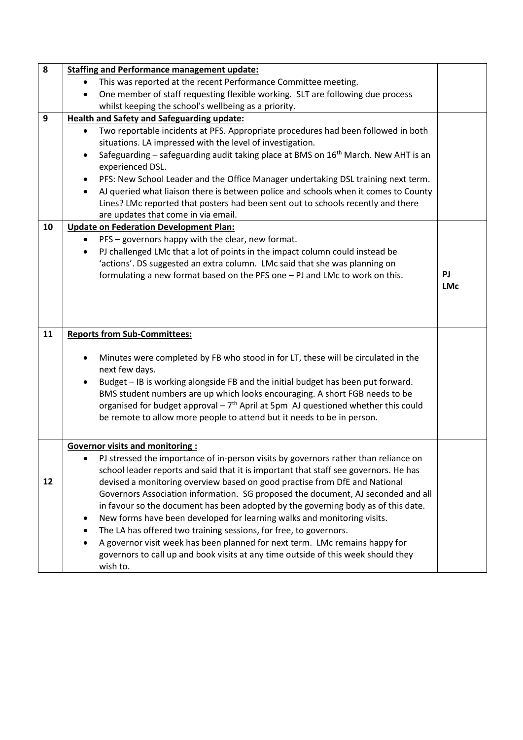| | | |
|---|---|---|
| 8 | **Staffing and Performance management update:**<br>• This was reported at the recent Performance Committee meeting.<br>• One member of staff requesting flexible working. SLT are following due process whilst keeping the school's wellbeing as a priority. | |
| 9 | **Health and Safety and Safeguarding update:**<br>• Two reportable incidents at PFS. Appropriate procedures had been followed in both situations. LA impressed with the level of investigation.<br>• Safeguarding – safeguarding audit taking place at BMS on 16th March. New AHT is an experienced DSL.<br>• PFS: New School Leader and the Office Manager undertaking DSL training next term.<br>• AJ queried what liaison there is between police and schools when it comes to County Lines? LMc reported that posters had been sent out to schools recently and there are updates that come in via email. | |
| 10 | **Update on Federation Development Plan:**<br>• PFS – governors happy with the clear, new format.<br>• PJ challenged LMc that a lot of points in the impact column could instead be 'actions'. DS suggested an extra column. LMc said that she was planning on formulating a new format based on the PFS one – PJ and LMc to work on this. | **PJ**<br>**LMc** |
| 11 | **Reports from Sub-Committees:**<br>• Minutes were completed by FB who stood in for LT, these will be circulated in the next few days.<br>• Budget – IB is working alongside FB and the initial budget has been put forward. BMS student numbers are up which looks encouraging. A short FGB needs to be organised for budget approval – 7th April at 5pm AJ questioned whether this could be remote to allow more people to attend but it needs to be in person. | |
| 12 | **Governor visits and monitoring :**<br>• PJ stressed the importance of in-person visits by governors rather than reliance on school leader reports and said that it is important that staff see governors. He has devised a monitoring overview based on good practise from DfE and National Governors Association information. SG proposed the document, AJ seconded and all in favour so the document has been adopted by the governing body as of this date.<br>• New forms have been developed for learning walks and monitoring visits.<br>• The LA has offered two training sessions, for free, to governors.<br>• A governor visit week has been planned for next term. LMc remains happy for governors to call up and book visits at any time outside of this week should they wish to. | |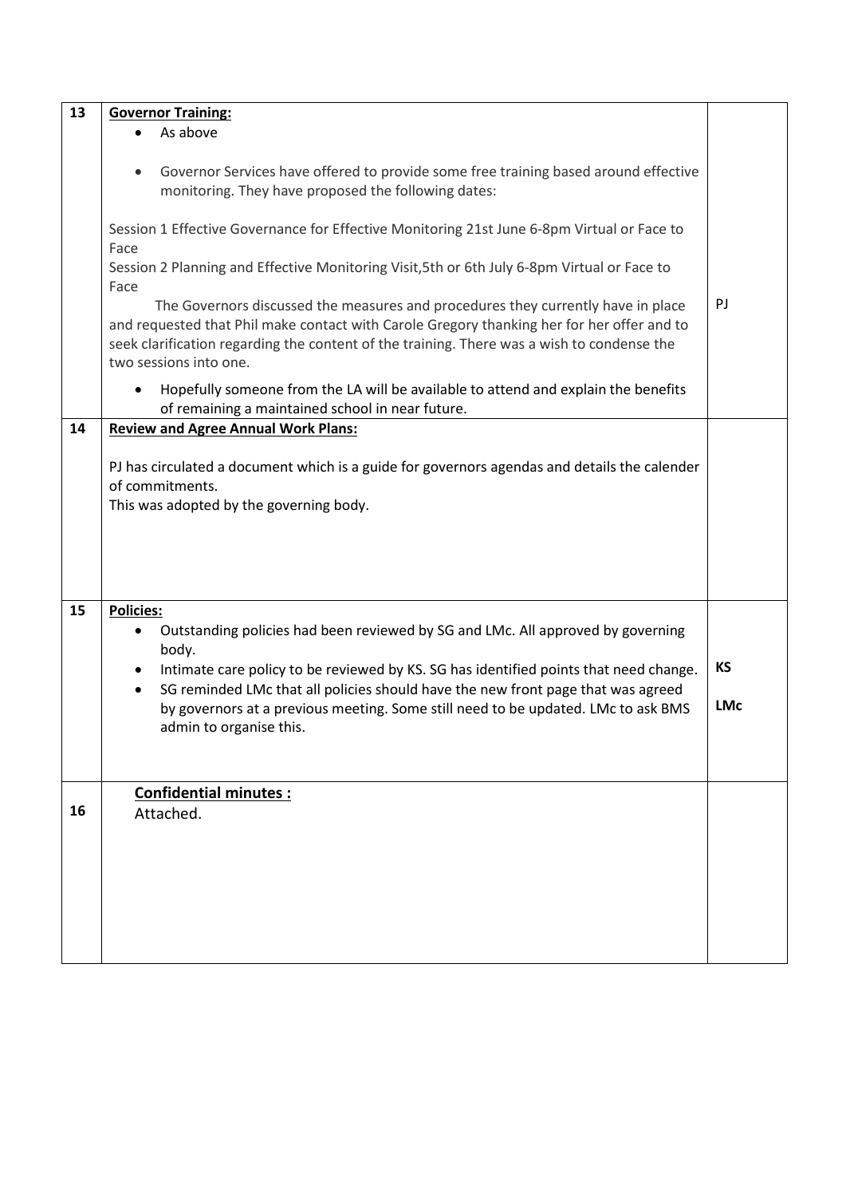| 13 | **Governor Training:**<br>• As above<br>• Governor Services have offered to provide some free training based around effective monitoring. They have proposed the following dates:<br><br>Session 1 Effective Governance for Effective Monitoring 21st June 6-8pm Virtual or Face to Face<br>Session 2 Planning and Effective Monitoring Visit,5th or 6th July 6-8pm Virtual or Face to Face<br>The Governors discussed the measures and procedures they currently have in place and requested that Phil make contact with Carole Gregory thanking her for her offer and to seek clarification regarding the content of the training. There was a wish to condense the two sessions into one.<br>• Hopefully someone from the LA will be available to attend and explain the benefits of remaining a maintained school in near future. | PJ |
|---|---|---|
| 14 | **Review and Agree Annual Work Plans:**<br><br>PJ has circulated a document which is a guide for governors agendas and details the calender of commitments.<br>This was adopted by the governing body. | |
| 15 | **Policies:**<br>• Outstanding policies had been reviewed by SG and LMc. All approved by governing body.<br>• Intimate care policy to be reviewed by KS. SG has identified points that need change.<br>• SG reminded LMc that all policies should have the new front page that was agreed by governors at a previous meeting. Some still need to be updated. LMc to ask BMS admin to organise this. | **KS**<br><br>**LMc** |
| 16 | **Confidential minutes :**<br>Attached. | |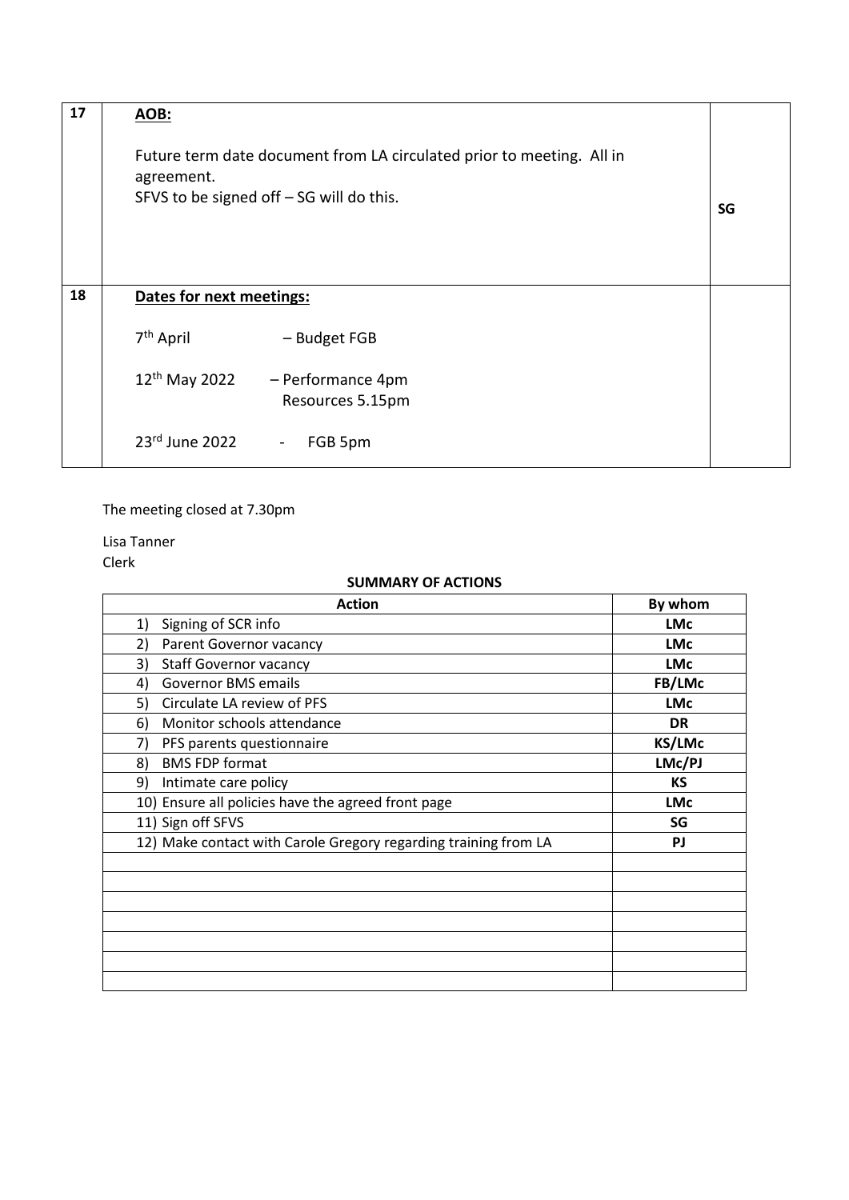| | | |
|---|---|---|
| **17** | **AOB:**<br><br>Future term date document from LA circulated prior to meeting. All in agreement.<br>SFVS to be signed off – SG will do this. | **SG** |
| **18** | **Dates for next meetings:**<br><br>7th April – Budget FGB<br><br>12th May 2022 – Performance 4pm<br>Resources 5.15pm<br><br>23rd June 2022 - FGB 5pm | |

The meeting closed at 7.30pm

Lisa Tanner
Clerk

**SUMMARY OF ACTIONS**

| Action | By whom |
|---|---|
| 1) Signing of SCR info | **LMc** |
| 2) Parent Governor vacancy | **LMc** |
| 3) Staff Governor vacancy | **LMc** |
| 4) Governor BMS emails | **FB/LMc** |
| 5) Circulate LA review of PFS | **LMc** |
| 6) Monitor schools attendance | **DR** |
| 7) PFS parents questionnaire | **KS/LMc** |
| 8) BMS FDP format | **LMc/PJ** |
| 9) Intimate care policy | **KS** |
| 10) Ensure all policies have the agreed front page | **LMc** |
| 11) Sign off SFVS | **SG** |
| 12) Make contact with Carole Gregory regarding training from LA | **PJ** |
| | |
| | |
| | |
| | |
| | |
| | |
| | |